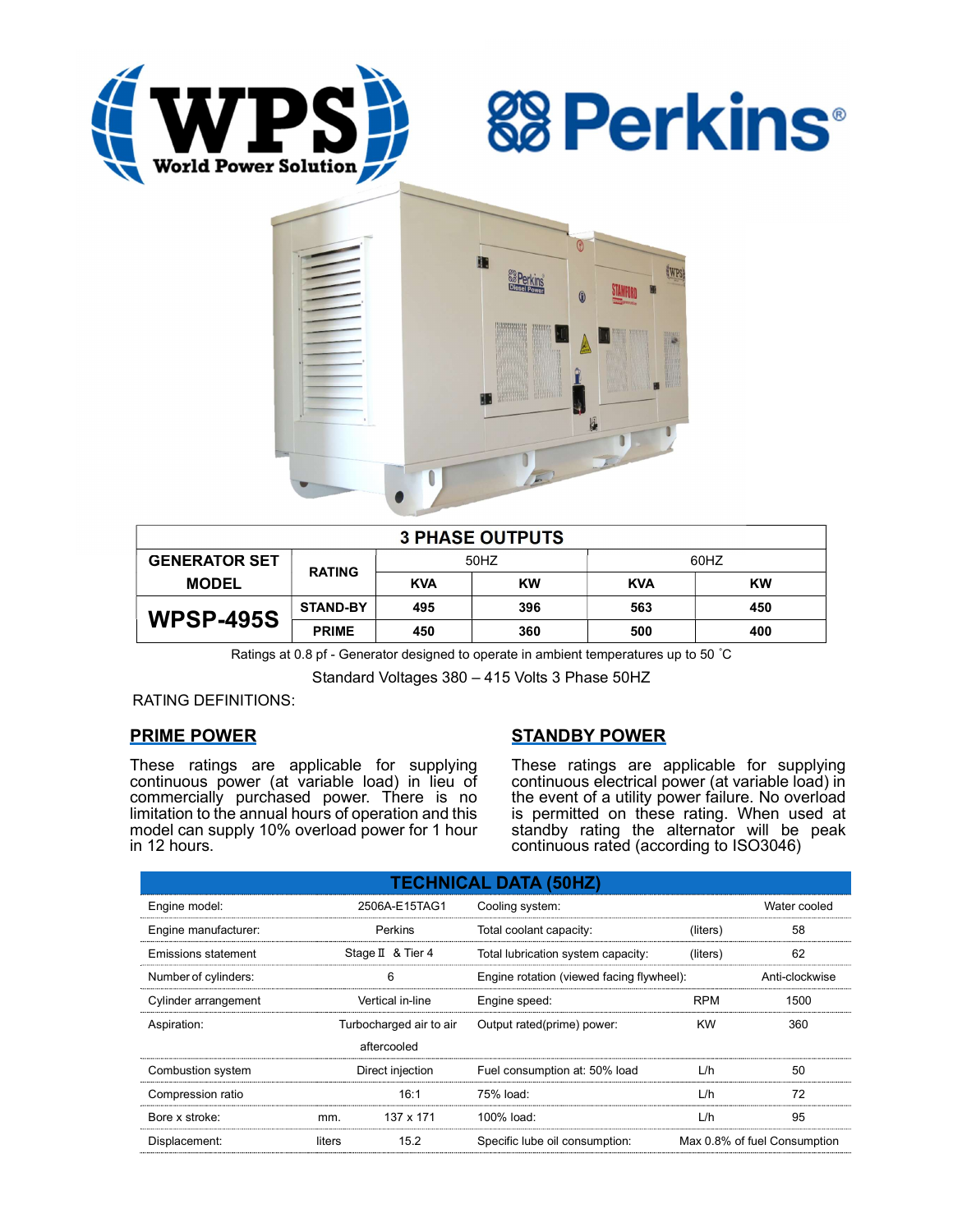## 3 PHASE OUTPUTS

| GENERATOR SET MODEL | RATING | 50HZ | | 60HZ | |
|---|---|---|---|---|---|
| | | KVA | KW | KVA | KW |
| WPSP-495S | STAND-BY | 495 | 396 | 563 | 450 |
| | PRIME | 450 | 360 | 500 | 400 |

Ratings at 0.8 pf - Generator designed to operate in ambient temperatures up to 50 ˚C

Standard Voltages 380 – 415 Volts 3 Phase 50HZ

RATING DEFINITIONS:

### PRIME POWER

These ratings are applicable for supplying continuous power (at variable load) in lieu of commercially purchased power. There is no limitation to the annual hours of operation and this model can supply 10% overload power for 1 hour in 12 hours.

### STANDBY POWER

These ratings are applicable for supplying continuous electrical power (at variable load) in the event of a utility power failure. No overload is permitted on these rating. When used at standby rating the alternator will be peak continuous rated (according to ISO3046)

## TECHNICAL DATA (50HZ)

| | | | | | |
|---|---|---|---|---|---|
| Engine model: | | 2506A-E15TAG1 | Cooling system: | | Water cooled |
| Engine manufacturer: | | Perkins | Total coolant capacity: | (liters) | 58 |
| Emissions statement | | Stage Ⅱ & Tier 4 | Total lubrication system capacity: | (liters) | 62 |
| Number of cylinders: | | 6 | Engine rotation (viewed facing flywheel): | | Anti-clockwise |
| Cylinder arrangement | | Vertical in-line | Engine speed: | RPM | 1500 |
| Aspiration: | | Turbocharged air to air aftercooled | Output rated(prime) power: | KW | 360 |
| Combustion system | | Direct injection | Fuel consumption at: 50% load | L/h | 50 |
| Compression ratio | | 16:1 | 75% load: | L/h | 72 |
| Bore x stroke: | mm. | 137 x 171 | 100% load: | L/h | 95 |
| Displacement: | liters | 15.2 | Specific lube oil consumption: | | Max 0.8% of fuel Consumption |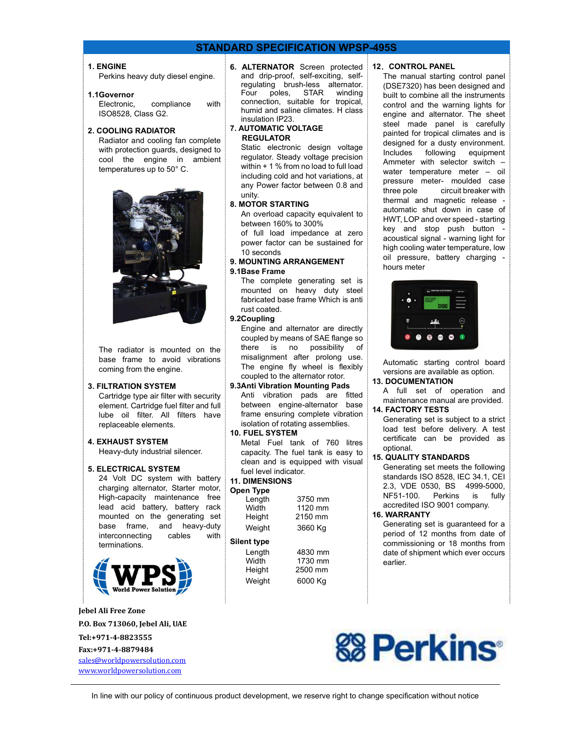# STANDARD SPECIFICATION WPSP-495S

## 1. ENGINE

Perkins heavy duty diesel engine.

### 1.1Governor

Electronic, compliance with ISO8528, Class G2.

## 2. COOLING RADIATOR

Radiator and cooling fan complete with protection guards, designed to cool the engine in ambient temperatures up to 50° C.

The radiator is mounted on the base frame to avoid vibrations coming from the engine.

## 3. FILTRATION SYSTEM

Cartridge type air filter with security element. Cartridge fuel filter and full lube oil filter. All filters have replaceable elements.

## 4. EXHAUST SYSTEM

Heavy-duty industrial silencer.

## 5. ELECTRICAL SYSTEM

24 Volt DC system with battery charging alternator, Starter motor, High-capacity maintenance free lead acid battery, battery rack mounted on the generating set base frame, and heavy-duty interconnecting cables with terminations.

## 6. ALTERNATOR

Screen protected and drip-proof, self-exciting, self-regulating brush-less alternator. Four poles, STAR winding connection, suitable for tropical, humid and saline climates. H class insulation IP23.

## 7. AUTOMATIC VOLTAGE REGULATOR

Static electronic design voltage regulator. Steady voltage precision within + 1 % from no load to full load including cold and hot variations, at any Power factor between 0.8 and unity.

## 8. MOTOR STARTING

An overload capacity equivalent to between 160% to 300%

of full load impedance at zero power factor can be sustained for 10 seconds

## 9. MOUNTING ARRANGEMENT

### 9.1Base Frame

The complete generating set is mounted on heavy duty steel fabricated base frame Which is anti rust coated.

### 9.2Coupling

Engine and alternator are directly coupled by means of SAE flange so there is no possibility of misalignment after prolong use. The engine fly wheel is flexibly coupled to the alternator rotor.

### 9.3Anti Vibration Mounting Pads

Anti vibration pads are fitted between engine-alternator base frame ensuring complete vibration isolation of rotating assemblies.

## 10. FUEL SYSTEM

Metal Fuel tank of 760 litres capacity. The fuel tank is easy to clean and is equipped with visual fuel level indicator.

## 11. DIMENSIONS

**Open Type**

| | |
|---|---|
| Length | 3750 mm |
| Width | 1120 mm |
| Height | 2150 mm |
| Weight | 3660 Kg |

**Silent type**

| | |
|---|---|
| Length | 4830 mm |
| Width | 1730 mm |
| Height | 2500 mm |
| Weight | 6000 Kg |

## 12. CONTROL PANEL

The manual starting control panel (DSE7320) has been designed and built to combine all the instruments control and the warning lights for engine and alternator. The sheet steel made panel is carefully painted for tropical climates and is designed for a dusty environment. Includes following equipment Ammeter with selector switch – water temperature meter – oil pressure meter- moulded case three pole circuit breaker with thermal and magnetic release - automatic shut down in case of HWT, LOP and over speed - starting key and stop push button - acoustical signal - warning light for high cooling water temperature, low oil pressure, battery charging - hours meter

Automatic starting control board versions are available as option.

## 13. DOCUMENTATION

A full set of operation and maintenance manual are provided.

## 14. FACTORY TESTS

Generating set is subject to a strict load test before delivery. A test certificate can be provided as optional.

## 15. QUALITY STANDARDS

Generating set meets the following standards ISO 8528, IEC 34.1, CEI 2.3, VDE 0530, BS 4999-5000, NF51-100. Perkins is fully accredited ISO 9001 company.

## 16. WARRANTY

Generating set is guaranteed for a period of 12 months from date of commissioning or 18 months from date of shipment which ever occurs earlier.

WPS World Power Solution

**Jebel Ali Free Zone**
**P.O. Box 713060, Jebel Ali, UAE**
**Tel:+971-4-8823555**
**Fax:+971-4-8879484**
sales@worldpowersolution.com
www.worldpowersolution.com

Perkins

In line with our policy of continuous product development, we reserve right to change specification without notice